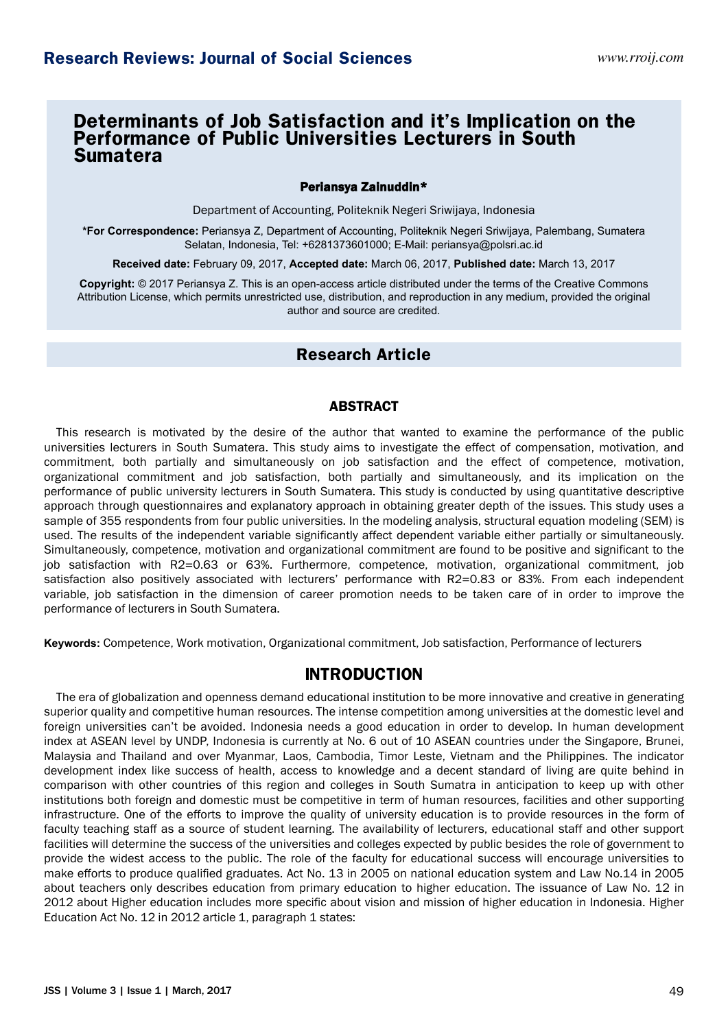# Determinants of Job Satisfaction and it's Implication on the Performance of Public Universities Lecturers in South Sumatera

**Periansya Zainuddin***

Department of Accounting, Politeknik Negeri Sriwijaya, Indonesia

**\*For Correspondence:** Periansya Z, Department of Accounting, Politeknik Negeri Sriwijaya, Palembang, Sumatera Selatan, Indonesia, Tel: +6281373601000; E-Mail: periansya@polsri.ac.id

**Received date:** February 09, 2017, **Accepted date:** March 06, 2017, **Published date:** March 13, 2017

**Copyright:** © 2017 Periansya Z. This is an open-access article distributed under the terms of the Creative Commons Attribution License, which permits unrestricted use, distribution, and reproduction in any medium, provided the original author and source are credited.

## Research Article

### ABSTRACT

This research is motivated by the desire of the author that wanted to examine the performance of the public universities lecturers in South Sumatera. This study aims to investigate the effect of compensation, motivation, and commitment, both partially and simultaneously on job satisfaction and the effect of competence, motivation, organizational commitment and job satisfaction, both partially and simultaneously, and its implication on the performance of public university lecturers in South Sumatera. This study is conducted by using quantitative descriptive approach through questionnaires and explanatory approach in obtaining greater depth of the issues. This study uses a sample of 355 respondents from four public universities. In the modeling analysis, structural equation modeling (SEM) is used. The results of the independent variable significantly affect dependent variable either partially or simultaneously. Simultaneously, competence, motivation and organizational commitment are found to be positive and significant to the job satisfaction with R2=0.63 or 63%. Furthermore, competence, motivation, organizational commitment, job satisfaction also positively associated with lecturers' performance with R2=0.83 or 83%. From each independent variable, job satisfaction in the dimension of career promotion needs to be taken care of in order to improve the performance of lecturers in South Sumatera.

**Keywords:** Competence, Work motivation, Organizational commitment, Job satisfaction, Performance of lecturers

## INTRODUCTION

The era of globalization and openness demand educational institution to be more innovative and creative in generating superior quality and competitive human resources. The intense competition among universities at the domestic level and foreign universities can't be avoided. Indonesia needs a good education in order to develop. In human development index at ASEAN level by UNDP, Indonesia is currently at No. 6 out of 10 ASEAN countries under the Singapore, Brunei, Malaysia and Thailand and over Myanmar, Laos, Cambodia, Timor Leste, Vietnam and the Philippines. The indicator development index like success of health, access to knowledge and a decent standard of living are quite behind in comparison with other countries of this region and colleges in South Sumatra in anticipation to keep up with other institutions both foreign and domestic must be competitive in term of human resources, facilities and other supporting infrastructure. One of the efforts to improve the quality of university education is to provide resources in the form of faculty teaching staff as a source of student learning. The availability of lecturers, educational staff and other support facilities will determine the success of the universities and colleges expected by public besides the role of government to provide the widest access to the public. The role of the faculty for educational success will encourage universities to make efforts to produce qualified graduates. Act No. 13 in 2005 on national education system and Law No.14 in 2005 about teachers only describes education from primary education to higher education. The issuance of Law No. 12 in 2012 about Higher education includes more specific about vision and mission of higher education in Indonesia. Higher Education Act No. 12 in 2012 article 1, paragraph 1 states: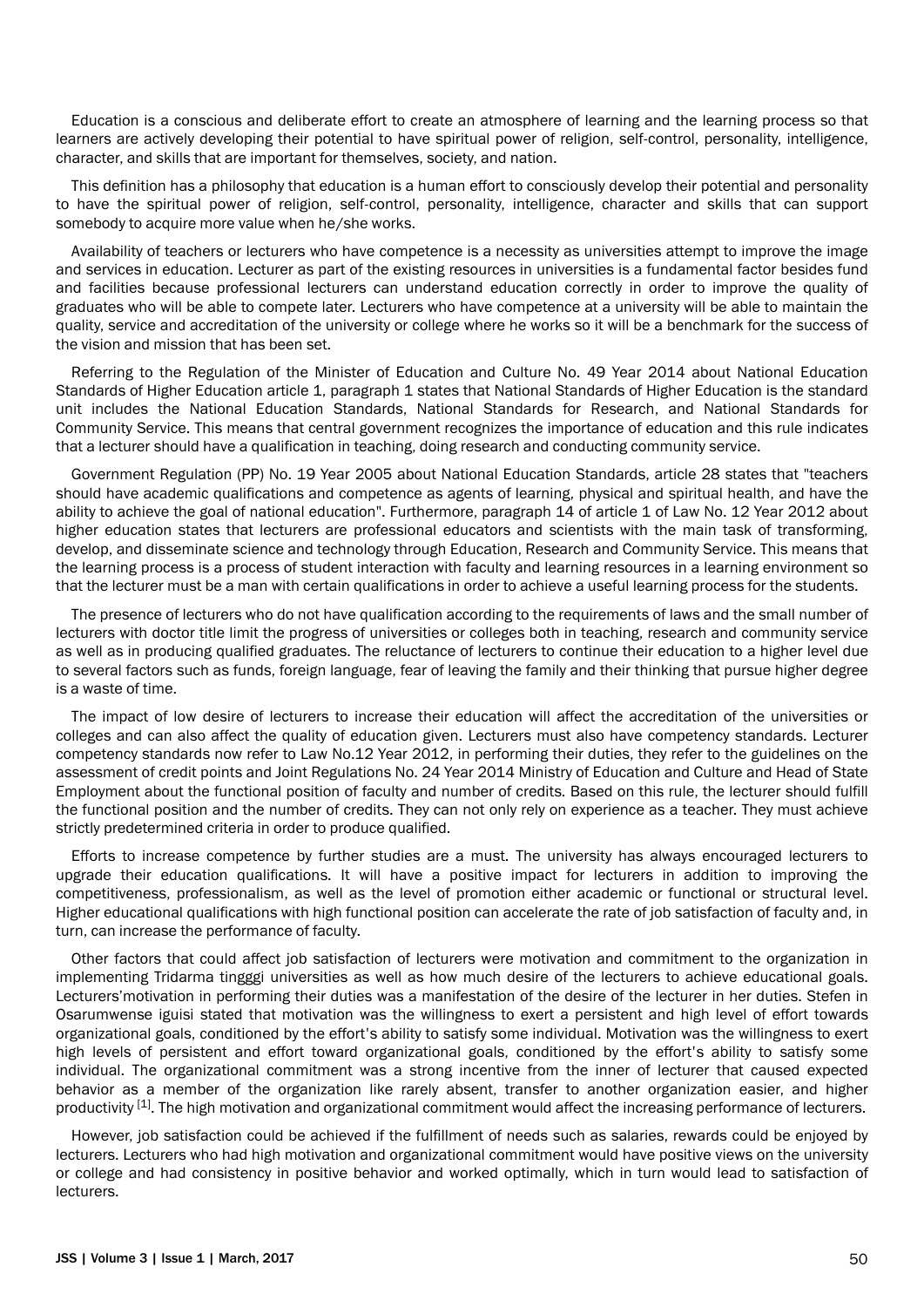Education is a conscious and deliberate effort to create an atmosphere of learning and the learning process so that learners are actively developing their potential to have spiritual power of religion, self-control, personality, intelligence, character, and skills that are important for themselves, society, and nation.

This definition has a philosophy that education is a human effort to consciously develop their potential and personality to have the spiritual power of religion, self-control, personality, intelligence, character and skills that can support somebody to acquire more value when he/she works.

Availability of teachers or lecturers who have competence is a necessity as universities attempt to improve the image and services in education. Lecturer as part of the existing resources in universities is a fundamental factor besides fund and facilities because professional lecturers can understand education correctly in order to improve the quality of graduates who will be able to compete later. Lecturers who have competence at a university will be able to maintain the quality, service and accreditation of the university or college where he works so it will be a benchmark for the success of the vision and mission that has been set.

Referring to the Regulation of the Minister of Education and Culture No. 49 Year 2014 about National Education Standards of Higher Education article 1, paragraph 1 states that National Standards of Higher Education is the standard unit includes the National Education Standards, National Standards for Research, and National Standards for Community Service. This means that central government recognizes the importance of education and this rule indicates that a lecturer should have a qualification in teaching, doing research and conducting community service.

Government Regulation (PP) No. 19 Year 2005 about National Education Standards, article 28 states that "teachers should have academic qualifications and competence as agents of learning, physical and spiritual health, and have the ability to achieve the goal of national education". Furthermore, paragraph 14 of article 1 of Law No. 12 Year 2012 about higher education states that lecturers are professional educators and scientists with the main task of transforming, develop, and disseminate science and technology through Education, Research and Community Service. This means that the learning process is a process of student interaction with faculty and learning resources in a learning environment so that the lecturer must be a man with certain qualifications in order to achieve a useful learning process for the students.

The presence of lecturers who do not have qualification according to the requirements of laws and the small number of lecturers with doctor title limit the progress of universities or colleges both in teaching, research and community service as well as in producing qualified graduates. The reluctance of lecturers to continue their education to a higher level due to several factors such as funds, foreign language, fear of leaving the family and their thinking that pursue higher degree is a waste of time.

The impact of low desire of lecturers to increase their education will affect the accreditation of the universities or colleges and can also affect the quality of education given. Lecturers must also have competency standards. Lecturer competency standards now refer to Law No.12 Year 2012, in performing their duties, they refer to the guidelines on the assessment of credit points and Joint Regulations No. 24 Year 2014 Ministry of Education and Culture and Head of State Employment about the functional position of faculty and number of credits. Based on this rule, the lecturer should fulfill the functional position and the number of credits. They can not only rely on experience as a teacher. They must achieve strictly predetermined criteria in order to produce qualified.

Efforts to increase competence by further studies are a must. The university has always encouraged lecturers to upgrade their education qualifications. It will have a positive impact for lecturers in addition to improving the competitiveness, professionalism, as well as the level of promotion either academic or functional or structural level. Higher educational qualifications with high functional position can accelerate the rate of job satisfaction of faculty and, in turn, can increase the performance of faculty.

Other factors that could affect job satisfaction of lecturers were motivation and commitment to the organization in implementing Tridarma tingggi universities as well as how much desire of the lecturers to achieve educational goals. Lecturers'motivation in performing their duties was a manifestation of the desire of the lecturer in her duties. Stefen in Osarumwense iguisi stated that motivation was the willingness to exert a persistent and high level of effort towards organizational goals, conditioned by the effort's ability to satisfy some individual. Motivation was the willingness to exert high levels of persistent and effort toward organizational goals, conditioned by the effort's ability to satisfy some individual. The organizational commitment was a strong incentive from the inner of lecturer that caused expected behavior as a member of the organization like rarely absent, transfer to another organization easier, and higher productivity [1]. The high motivation and organizational commitment would affect the increasing performance of lecturers.

However, job satisfaction could be achieved if the fulfillment of needs such as salaries, rewards could be enjoyed by lecturers. Lecturers who had high motivation and organizational commitment would have positive views on the university or college and had consistency in positive behavior and worked optimally, which in turn would lead to satisfaction of lecturers.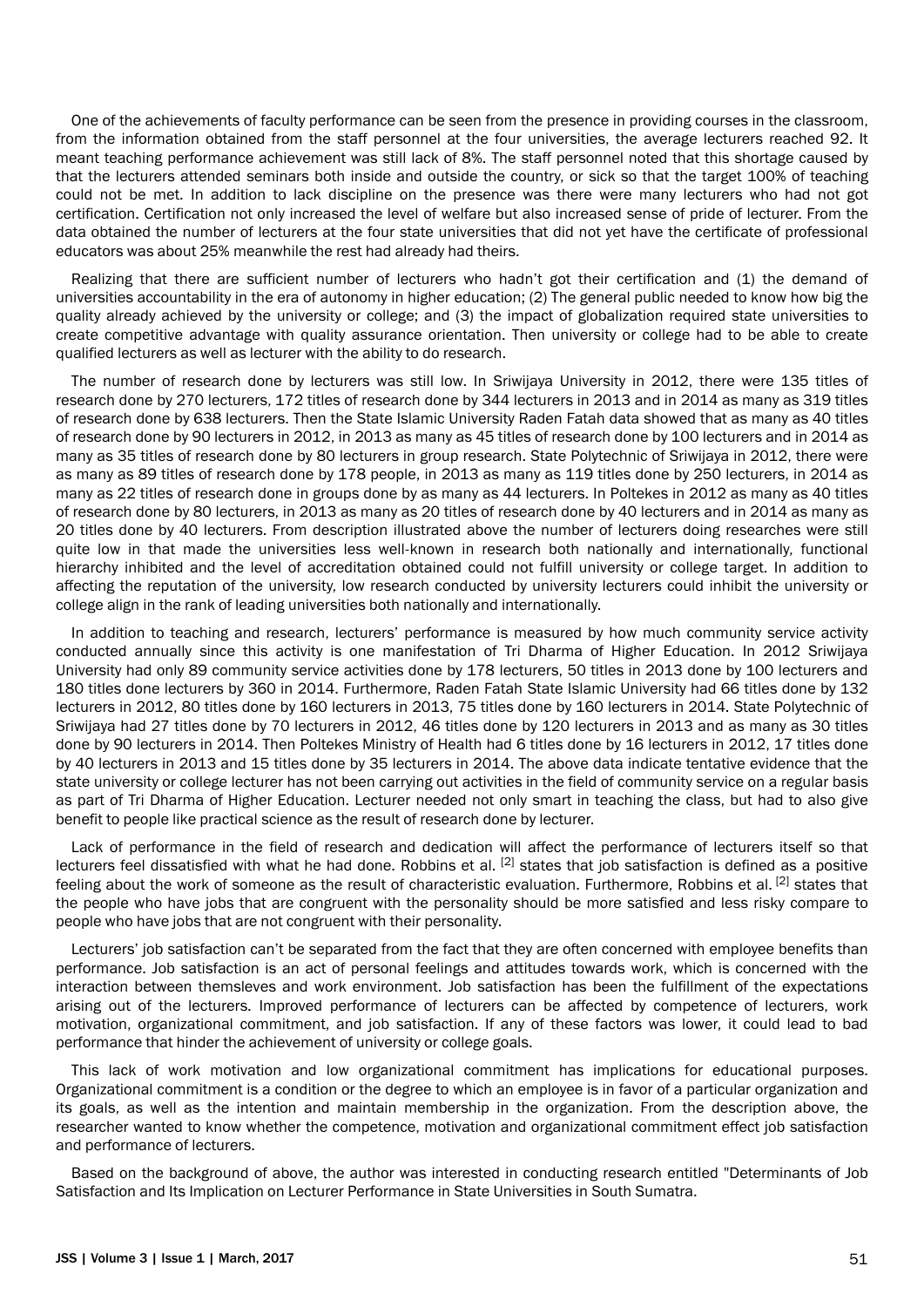One of the achievements of faculty performance can be seen from the presence in providing courses in the classroom, from the information obtained from the staff personnel at the four universities, the average lecturers reached 92. It meant teaching performance achievement was still lack of 8%. The staff personnel noted that this shortage caused by that the lecturers attended seminars both inside and outside the country, or sick so that the target 100% of teaching could not be met. In addition to lack discipline on the presence was there were many lecturers who had not got certification. Certification not only increased the level of welfare but also increased sense of pride of lecturer. From the data obtained the number of lecturers at the four state universities that did not yet have the certificate of professional educators was about 25% meanwhile the rest had already had theirs.

Realizing that there are sufficient number of lecturers who hadn't got their certification and (1) the demand of universities accountability in the era of autonomy in higher education; (2) The general public needed to know how big the quality already achieved by the university or college; and (3) the impact of globalization required state universities to create competitive advantage with quality assurance orientation. Then university or college had to be able to create qualified lecturers as well as lecturer with the ability to do research.

The number of research done by lecturers was still low. In Sriwijaya University in 2012, there were 135 titles of research done by 270 lecturers, 172 titles of research done by 344 lecturers in 2013 and in 2014 as many as 319 titles of research done by 638 lecturers. Then the State Islamic University Raden Fatah data showed that as many as 40 titles of research done by 90 lecturers in 2012, in 2013 as many as 45 titles of research done by 100 lecturers and in 2014 as many as 35 titles of research done by 80 lecturers in group research. State Polytechnic of Sriwijaya in 2012, there were as many as 89 titles of research done by 178 people, in 2013 as many as 119 titles done by 250 lecturers, in 2014 as many as 22 titles of research done in groups done by as many as 44 lecturers. In Poltekes in 2012 as many as 40 titles of research done by 80 lecturers, in 2013 as many as 20 titles of research done by 40 lecturers and in 2014 as many as 20 titles done by 40 lecturers. From description illustrated above the number of lecturers doing researches were still quite low in that made the universities less well-known in research both nationally and internationally, functional hierarchy inhibited and the level of accreditation obtained could not fulfill university or college target. In addition to affecting the reputation of the university, low research conducted by university lecturers could inhibit the university or college align in the rank of leading universities both nationally and internationally.

In addition to teaching and research, lecturers' performance is measured by how much community service activity conducted annually since this activity is one manifestation of Tri Dharma of Higher Education. In 2012 Sriwijaya University had only 89 community service activities done by 178 lecturers, 50 titles in 2013 done by 100 lecturers and 180 titles done lecturers by 360 in 2014. Furthermore, Raden Fatah State Islamic University had 66 titles done by 132 lecturers in 2012, 80 titles done by 160 lecturers in 2013, 75 titles done by 160 lecturers in 2014. State Polytechnic of Sriwijaya had 27 titles done by 70 lecturers in 2012, 46 titles done by 120 lecturers in 2013 and as many as 30 titles done by 90 lecturers in 2014. Then Poltekes Ministry of Health had 6 titles done by 16 lecturers in 2012, 17 titles done by 40 lecturers in 2013 and 15 titles done by 35 lecturers in 2014. The above data indicate tentative evidence that the state university or college lecturer has not been carrying out activities in the field of community service on a regular basis as part of Tri Dharma of Higher Education. Lecturer needed not only smart in teaching the class, but had to also give benefit to people like practical science as the result of research done by lecturer.

Lack of performance in the field of research and dedication will affect the performance of lecturers itself so that lecturers feel dissatisfied with what he had done. Robbins et al. [2] states that job satisfaction is defined as a positive feeling about the work of someone as the result of characteristic evaluation. Furthermore, Robbins et al. [2] states that the people who have jobs that are congruent with the personality should be more satisfied and less risky compare to people who have jobs that are not congruent with their personality.

Lecturers' job satisfaction can't be separated from the fact that they are often concerned with employee benefits than performance. Job satisfaction is an act of personal feelings and attitudes towards work, which is concerned with the interaction between themsleves and work environment. Job satisfaction has been the fulfillment of the expectations arising out of the lecturers. Improved performance of lecturers can be affected by competence of lecturers, work motivation, organizational commitment, and job satisfaction. If any of these factors was lower, it could lead to bad performance that hinder the achievement of university or college goals.

This lack of work motivation and low organizational commitment has implications for educational purposes. Organizational commitment is a condition or the degree to which an employee is in favor of a particular organization and its goals, as well as the intention and maintain membership in the organization. From the description above, the researcher wanted to know whether the competence, motivation and organizational commitment effect job satisfaction and performance of lecturers.

Based on the background of above, the author was interested in conducting research entitled "Determinants of Job Satisfaction and Its Implication on Lecturer Performance in State Universities in South Sumatra.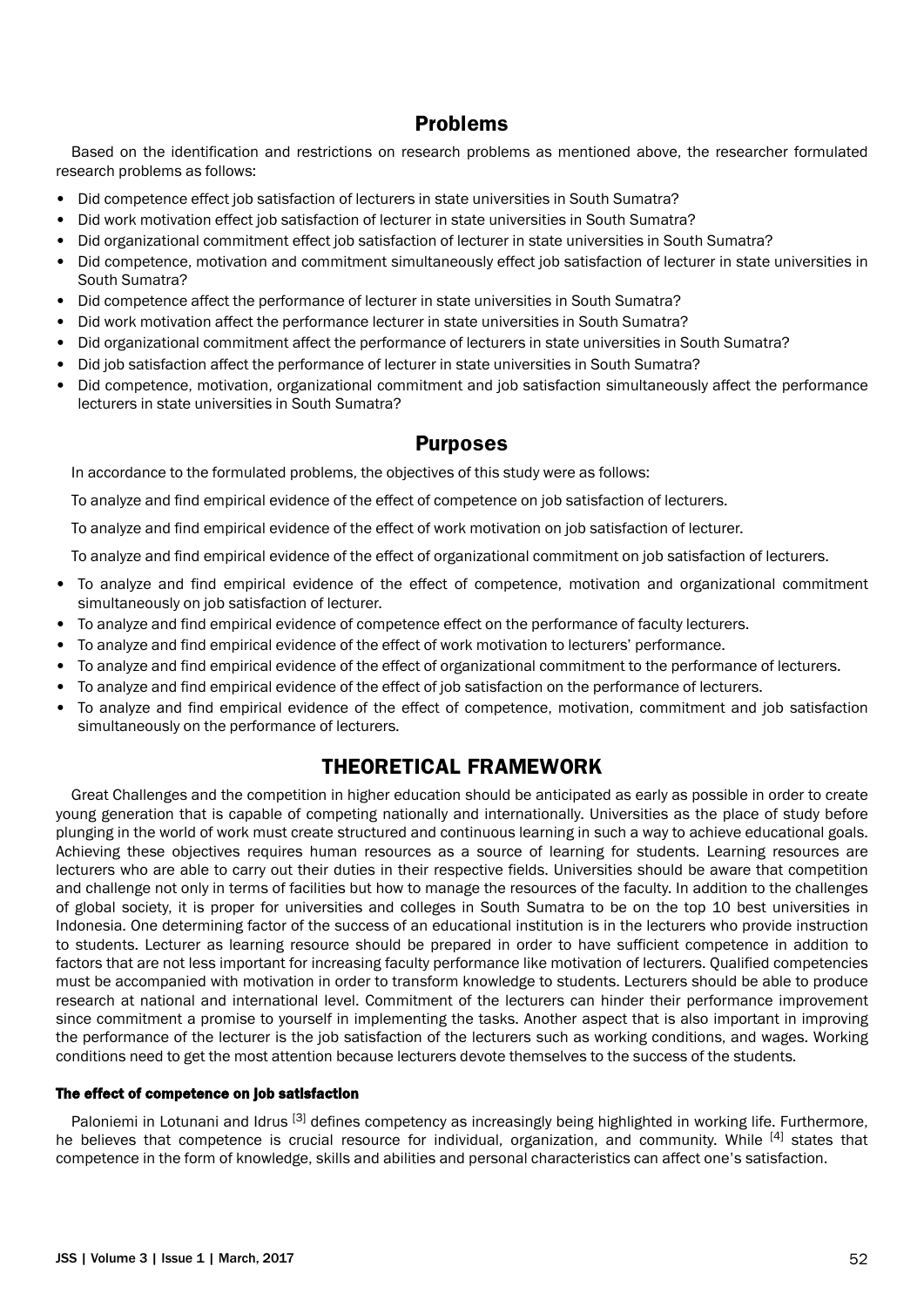## Problems

Based on the identification and restrictions on research problems as mentioned above, the researcher formulated research problems as follows:

- Did competence effect job satisfaction of lecturers in state universities in South Sumatra?
- Did work motivation effect job satisfaction of lecturer in state universities in South Sumatra?
- Did organizational commitment effect job satisfaction of lecturer in state universities in South Sumatra?
- Did competence, motivation and commitment simultaneously effect job satisfaction of lecturer in state universities in South Sumatra?
- Did competence affect the performance of lecturer in state universities in South Sumatra?
- Did work motivation affect the performance lecturer in state universities in South Sumatra?
- Did organizational commitment affect the performance of lecturers in state universities in South Sumatra?
- Did job satisfaction affect the performance of lecturer in state universities in South Sumatra?
- Did competence, motivation, organizational commitment and job satisfaction simultaneously affect the performance lecturers in state universities in South Sumatra?

## Purposes

In accordance to the formulated problems, the objectives of this study were as follows:

To analyze and find empirical evidence of the effect of competence on job satisfaction of lecturers.

To analyze and find empirical evidence of the effect of work motivation on job satisfaction of lecturer.

To analyze and find empirical evidence of the effect of organizational commitment on job satisfaction of lecturers.

- To analyze and find empirical evidence of the effect of competence, motivation and organizational commitment simultaneously on job satisfaction of lecturer.
- To analyze and find empirical evidence of competence effect on the performance of faculty lecturers.
- To analyze and find empirical evidence of the effect of work motivation to lecturers' performance.
- To analyze and find empirical evidence of the effect of organizational commitment to the performance of lecturers.
- To analyze and find empirical evidence of the effect of job satisfaction on the performance of lecturers.
- To analyze and find empirical evidence of the effect of competence, motivation, commitment and job satisfaction simultaneously on the performance of lecturers.

# THEORETICAL FRAMEWORK

Great Challenges and the competition in higher education should be anticipated as early as possible in order to create young generation that is capable of competing nationally and internationally. Universities as the place of study before plunging in the world of work must create structured and continuous learning in such a way to achieve educational goals. Achieving these objectives requires human resources as a source of learning for students. Learning resources are lecturers who are able to carry out their duties in their respective fields. Universities should be aware that competition and challenge not only in terms of facilities but how to manage the resources of the faculty. In addition to the challenges of global society, it is proper for universities and colleges in South Sumatra to be on the top 10 best universities in Indonesia. One determining factor of the success of an educational institution is in the lecturers who provide instruction to students. Lecturer as learning resource should be prepared in order to have sufficient competence in addition to factors that are not less important for increasing faculty performance like motivation of lecturers. Qualified competencies must be accompanied with motivation in order to transform knowledge to students. Lecturers should be able to produce research at national and international level. Commitment of the lecturers can hinder their performance improvement since commitment a promise to yourself in implementing the tasks. Another aspect that is also important in improving the performance of the lecturer is the job satisfaction of the lecturers such as working conditions, and wages. Working conditions need to get the most attention because lecturers devote themselves to the success of the students.

#### The effect of competence on job satisfaction

Paloniemi in Lotunani and Idrus [3] defines competency as increasingly being highlighted in working life. Furthermore, he believes that competence is crucial resource for individual, organization, and community. While [4] states that competence in the form of knowledge, skills and abilities and personal characteristics can affect one's satisfaction.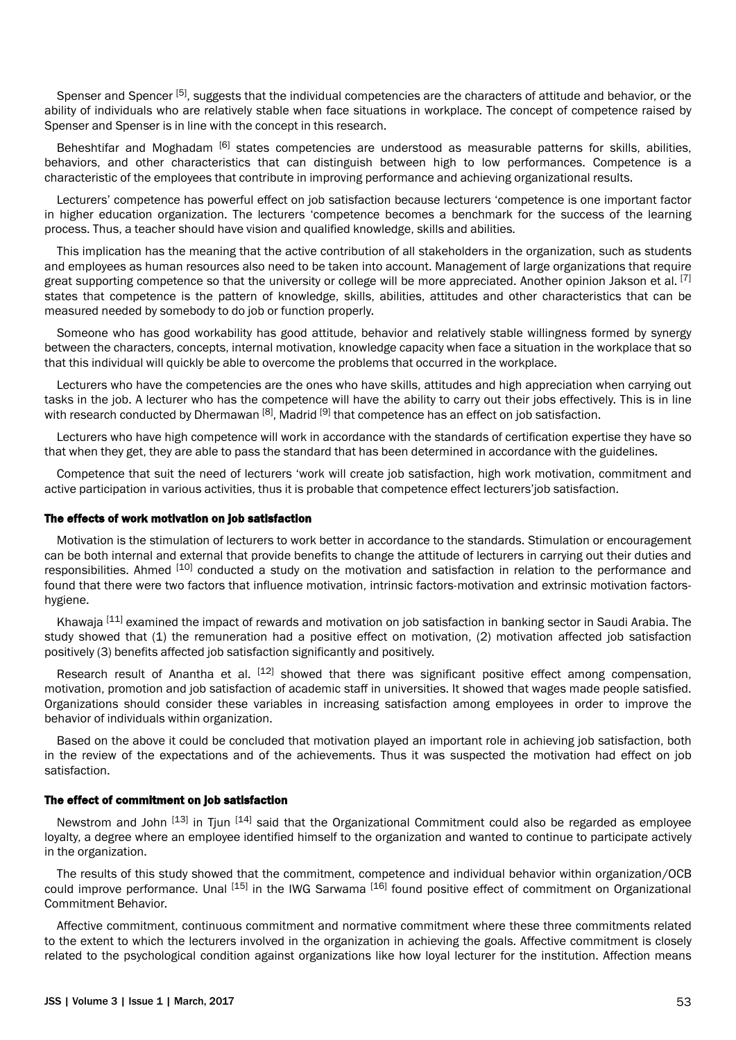Spenser and Spencer [5], suggests that the individual competencies are the characters of attitude and behavior, or the ability of individuals who are relatively stable when face situations in workplace. The concept of competence raised by Spenser and Spenser is in line with the concept in this research.

Beheshtifar and Moghadam [6] states competencies are understood as measurable patterns for skills, abilities, behaviors, and other characteristics that can distinguish between high to low performances. Competence is a characteristic of the employees that contribute in improving performance and achieving organizational results.

Lecturers' competence has powerful effect on job satisfaction because lecturers 'competence is one important factor in higher education organization. The lecturers 'competence becomes a benchmark for the success of the learning process. Thus, a teacher should have vision and qualified knowledge, skills and abilities.

This implication has the meaning that the active contribution of all stakeholders in the organization, such as students and employees as human resources also need to be taken into account. Management of large organizations that require great supporting competence so that the university or college will be more appreciated. Another opinion Jakson et al. [7] states that competence is the pattern of knowledge, skills, abilities, attitudes and other characteristics that can be measured needed by somebody to do job or function properly.

Someone who has good workability has good attitude, behavior and relatively stable willingness formed by synergy between the characters, concepts, internal motivation, knowledge capacity when face a situation in the workplace that so that this individual will quickly be able to overcome the problems that occurred in the workplace.

Lecturers who have the competencies are the ones who have skills, attitudes and high appreciation when carrying out tasks in the job. A lecturer who has the competence will have the ability to carry out their jobs effectively. This is in line with research conducted by Dhermawan [8], Madrid [9] that competence has an effect on job satisfaction.

Lecturers who have high competence will work in accordance with the standards of certification expertise they have so that when they get, they are able to pass the standard that has been determined in accordance with the guidelines.

Competence that suit the need of lecturers 'work will create job satisfaction, high work motivation, commitment and active participation in various activities, thus it is probable that competence effect lecturers'job satisfaction.

### The effects of work motivation on job satisfaction

Motivation is the stimulation of lecturers to work better in accordance to the standards. Stimulation or encouragement can be both internal and external that provide benefits to change the attitude of lecturers in carrying out their duties and responsibilities. Ahmed [10] conducted a study on the motivation and satisfaction in relation to the performance and found that there were two factors that influence motivation, intrinsic factors-motivation and extrinsic motivation factors-hygiene.

Khawaja [11] examined the impact of rewards and motivation on job satisfaction in banking sector in Saudi Arabia. The study showed that (1) the remuneration had a positive effect on motivation, (2) motivation affected job satisfaction positively (3) benefits affected job satisfaction significantly and positively.

Research result of Anantha et al. [12] showed that there was significant positive effect among compensation, motivation, promotion and job satisfaction of academic staff in universities. It showed that wages made people satisfied. Organizations should consider these variables in increasing satisfaction among employees in order to improve the behavior of individuals within organization.

Based on the above it could be concluded that motivation played an important role in achieving job satisfaction, both in the review of the expectations and of the achievements. Thus it was suspected the motivation had effect on job satisfaction.

### The effect of commitment on job satisfaction

Newstrom and John [13] in Tjun [14] said that the Organizational Commitment could also be regarded as employee loyalty, a degree where an employee identified himself to the organization and wanted to continue to participate actively in the organization.

The results of this study showed that the commitment, competence and individual behavior within organization/OCB could improve performance. Unal [15] in the IWG Sarwama [16] found positive effect of commitment on Organizational Commitment Behavior.

Affective commitment, continuous commitment and normative commitment where these three commitments related to the extent to which the lecturers involved in the organization in achieving the goals. Affective commitment is closely related to the psychological condition against organizations like how loyal lecturer for the institution. Affection means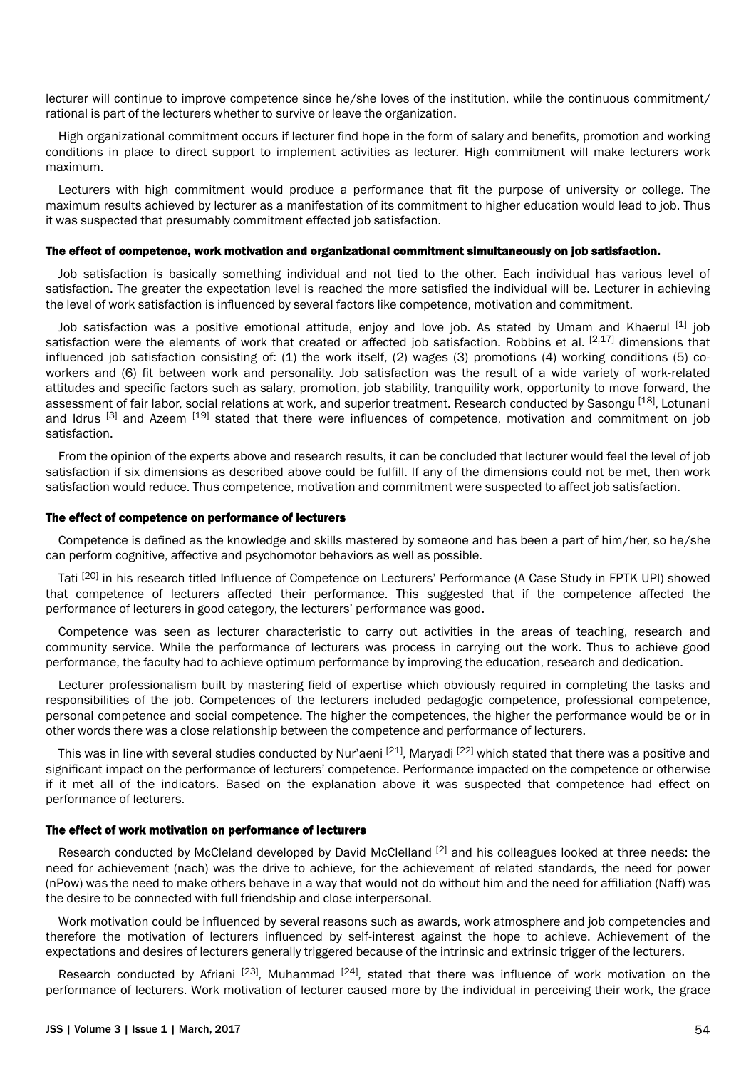lecturer will continue to improve competence since he/she loves of the institution, while the continuous commitment/ rational is part of the lecturers whether to survive or leave the organization.

High organizational commitment occurs if lecturer find hope in the form of salary and benefits, promotion and working conditions in place to direct support to implement activities as lecturer. High commitment will make lecturers work maximum.

Lecturers with high commitment would produce a performance that fit the purpose of university or college. The maximum results achieved by lecturer as a manifestation of its commitment to higher education would lead to job. Thus it was suspected that presumably commitment effected job satisfaction.

#### The effect of competence, work motivation and organizational commitment simultaneously on job satisfaction.

Job satisfaction is basically something individual and not tied to the other. Each individual has various level of satisfaction. The greater the expectation level is reached the more satisfied the individual will be. Lecturer in achieving the level of work satisfaction is influenced by several factors like competence, motivation and commitment.

Job satisfaction was a positive emotional attitude, enjoy and love job. As stated by Umam and Khaerul [1] job satisfaction were the elements of work that created or affected job satisfaction. Robbins et al. [2,17] dimensions that influenced job satisfaction consisting of: (1) the work itself, (2) wages (3) promotions (4) working conditions (5) co-workers and (6) fit between work and personality. Job satisfaction was the result of a wide variety of work-related attitudes and specific factors such as salary, promotion, job stability, tranquility work, opportunity to move forward, the assessment of fair labor, social relations at work, and superior treatment. Research conducted by Sasongu [18], Lotunani and Idrus [3] and Azeem [19] stated that there were influences of competence, motivation and commitment on job satisfaction.

From the opinion of the experts above and research results, it can be concluded that lecturer would feel the level of job satisfaction if six dimensions as described above could be fulfill. If any of the dimensions could not be met, then work satisfaction would reduce. Thus competence, motivation and commitment were suspected to affect job satisfaction.

#### The effect of competence on performance of lecturers

Competence is defined as the knowledge and skills mastered by someone and has been a part of him/her, so he/she can perform cognitive, affective and psychomotor behaviors as well as possible.

Tati [20] in his research titled Influence of Competence on Lecturers' Performance (A Case Study in FPTK UPI) showed that competence of lecturers affected their performance. This suggested that if the competence affected the performance of lecturers in good category, the lecturers' performance was good.

Competence was seen as lecturer characteristic to carry out activities in the areas of teaching, research and community service. While the performance of lecturers was process in carrying out the work. Thus to achieve good performance, the faculty had to achieve optimum performance by improving the education, research and dedication.

Lecturer professionalism built by mastering field of expertise which obviously required in completing the tasks and responsibilities of the job. Competences of the lecturers included pedagogic competence, professional competence, personal competence and social competence. The higher the competences, the higher the performance would be or in other words there was a close relationship between the competence and performance of lecturers.

This was in line with several studies conducted by Nur'aeni [21], Maryadi [22] which stated that there was a positive and significant impact on the performance of lecturers' competence. Performance impacted on the competence or otherwise if it met all of the indicators. Based on the explanation above it was suspected that competence had effect on performance of lecturers.

#### The effect of work motivation on performance of lecturers

Research conducted by McCleland developed by David McClelland [2] and his colleagues looked at three needs: the need for achievement (nach) was the drive to achieve, for the achievement of related standards, the need for power (nPow) was the need to make others behave in a way that would not do without him and the need for affiliation (Naff) was the desire to be connected with full friendship and close interpersonal.

Work motivation could be influenced by several reasons such as awards, work atmosphere and job competencies and therefore the motivation of lecturers influenced by self-interest against the hope to achieve. Achievement of the expectations and desires of lecturers generally triggered because of the intrinsic and extrinsic trigger of the lecturers.

Research conducted by Afriani [23], Muhammad [24], stated that there was influence of work motivation on the performance of lecturers. Work motivation of lecturer caused more by the individual in perceiving their work, the grace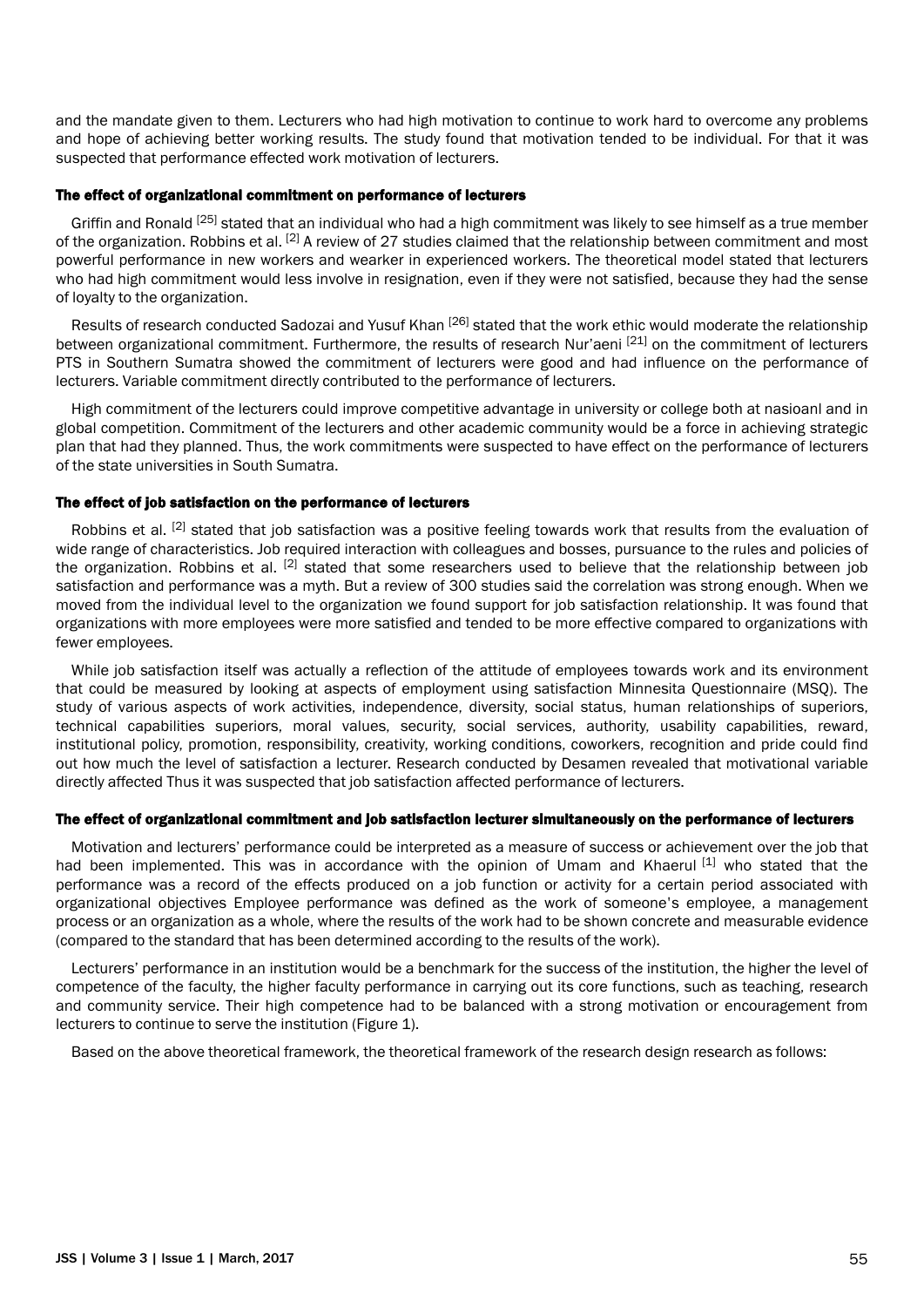and the mandate given to them. Lecturers who had high motivation to continue to work hard to overcome any problems and hope of achieving better working results. The study found that motivation tended to be individual. For that it was suspected that performance effected work motivation of lecturers.

### The effect of organizational commitment on performance of lecturers

Griffin and Ronald [25] stated that an individual who had a high commitment was likely to see himself as a true member of the organization. Robbins et al. [2] A review of 27 studies claimed that the relationship between commitment and most powerful performance in new workers and wearker in experienced workers. The theoretical model stated that lecturers who had high commitment would less involve in resignation, even if they were not satisfied, because they had the sense of loyalty to the organization.

Results of research conducted Sadozai and Yusuf Khan [26] stated that the work ethic would moderate the relationship between organizational commitment. Furthermore, the results of research Nur'aeni [21] on the commitment of lecturers PTS in Southern Sumatra showed the commitment of lecturers were good and had influence on the performance of lecturers. Variable commitment directly contributed to the performance of lecturers.

High commitment of the lecturers could improve competitive advantage in university or college both at nasioanl and in global competition. Commitment of the lecturers and other academic community would be a force in achieving strategic plan that had they planned. Thus, the work commitments were suspected to have effect on the performance of lecturers of the state universities in South Sumatra.

### The effect of job satisfaction on the performance of lecturers

Robbins et al. [2] stated that job satisfaction was a positive feeling towards work that results from the evaluation of wide range of characteristics. Job required interaction with colleagues and bosses, pursuance to the rules and policies of the organization. Robbins et al. [2] stated that some researchers used to believe that the relationship between job satisfaction and performance was a myth. But a review of 300 studies said the correlation was strong enough. When we moved from the individual level to the organization we found support for job satisfaction relationship. It was found that organizations with more employees were more satisfied and tended to be more effective compared to organizations with fewer employees.

While job satisfaction itself was actually a reflection of the attitude of employees towards work and its environment that could be measured by looking at aspects of employment using satisfaction Minnesita Questionnaire (MSQ). The study of various aspects of work activities, independence, diversity, social status, human relationships of superiors, technical capabilities superiors, moral values, security, social services, authority, usability capabilities, reward, institutional policy, promotion, responsibility, creativity, working conditions, coworkers, recognition and pride could find out how much the level of satisfaction a lecturer. Research conducted by Desamen revealed that motivational variable directly affected Thus it was suspected that job satisfaction affected performance of lecturers.

### The effect of organizational commitment and job satisfaction lecturer simultaneously on the performance of lecturers

Motivation and lecturers' performance could be interpreted as a measure of success or achievement over the job that had been implemented. This was in accordance with the opinion of Umam and Khaerul [1] who stated that the performance was a record of the effects produced on a job function or activity for a certain period associated with organizational objectives Employee performance was defined as the work of someone's employee, a management process or an organization as a whole, where the results of the work had to be shown concrete and measurable evidence (compared to the standard that has been determined according to the results of the work).

Lecturers' performance in an institution would be a benchmark for the success of the institution, the higher the level of competence of the faculty, the higher faculty performance in carrying out its core functions, such as teaching, research and community service. Their high competence had to be balanced with a strong motivation or encouragement from lecturers to continue to serve the institution (Figure 1).

Based on the above theoretical framework, the theoretical framework of the research design research as follows: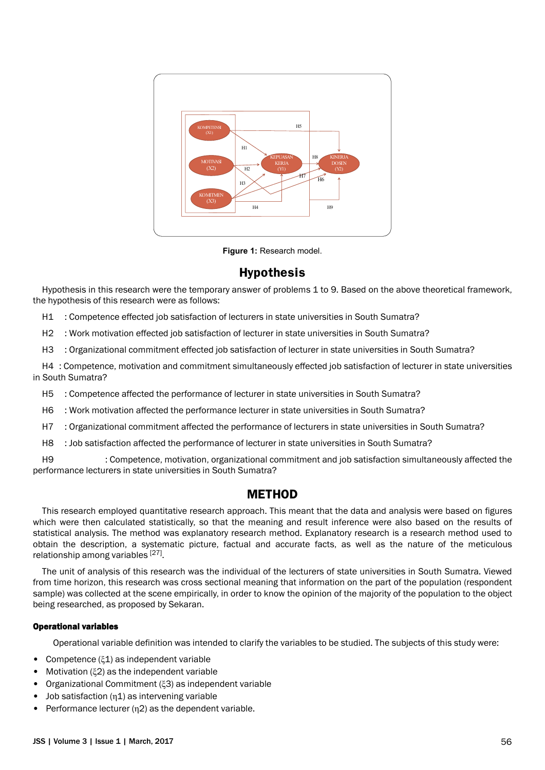Figure 1: Research model.

## Hypothesis

Hypothesis in this research were the temporary answer of problems 1 to 9. Based on the above theoretical framework, the hypothesis of this research were as follows:

H1 : Competence effected job satisfaction of lecturers in state universities in South Sumatra?

H2 : Work motivation effected job satisfaction of lecturer in state universities in South Sumatra?

H3 : Organizational commitment effected job satisfaction of lecturer in state universities in South Sumatra?

H4 : Competence, motivation and commitment simultaneously effected job satisfaction of lecturer in state universities in South Sumatra?

H5 : Competence affected the performance of lecturer in state universities in South Sumatra?

H6 : Work motivation affected the performance lecturer in state universities in South Sumatra?

H7 : Organizational commitment affected the performance of lecturers in state universities in South Sumatra?

H8 : Job satisfaction affected the performance of lecturer in state universities in South Sumatra?

H9 : Competence, motivation, organizational commitment and job satisfaction simultaneously affected the performance lecturers in state universities in South Sumatra?

## METHOD

This research employed quantitative research approach. This meant that the data and analysis were based on figures which were then calculated statistically, so that the meaning and result inference were also based on the results of statistical analysis. The method was explanatory research method. Explanatory research is a research method used to obtain the description, a systematic picture, factual and accurate facts, as well as the nature of the meticulous relationship among variables [27].

The unit of analysis of this research was the individual of the lecturers of state universities in South Sumatra. Viewed from time horizon, this research was cross sectional meaning that information on the part of the population (respondent sample) was collected at the scene empirically, in order to know the opinion of the majority of the population to the object being researched, as proposed by Sekaran.

### Operational variables

Operational variable definition was intended to clarify the variables to be studied. The subjects of this study were:

- Competence ($\xi 1$) as independent variable
- Motivation ($\xi 2$) as the independent variable
- Organizational Commitment ($\xi 3$) as independent variable
- Job satisfaction ($\eta 1$) as intervening variable
- Performance lecturer ($\eta 2$) as the dependent variable.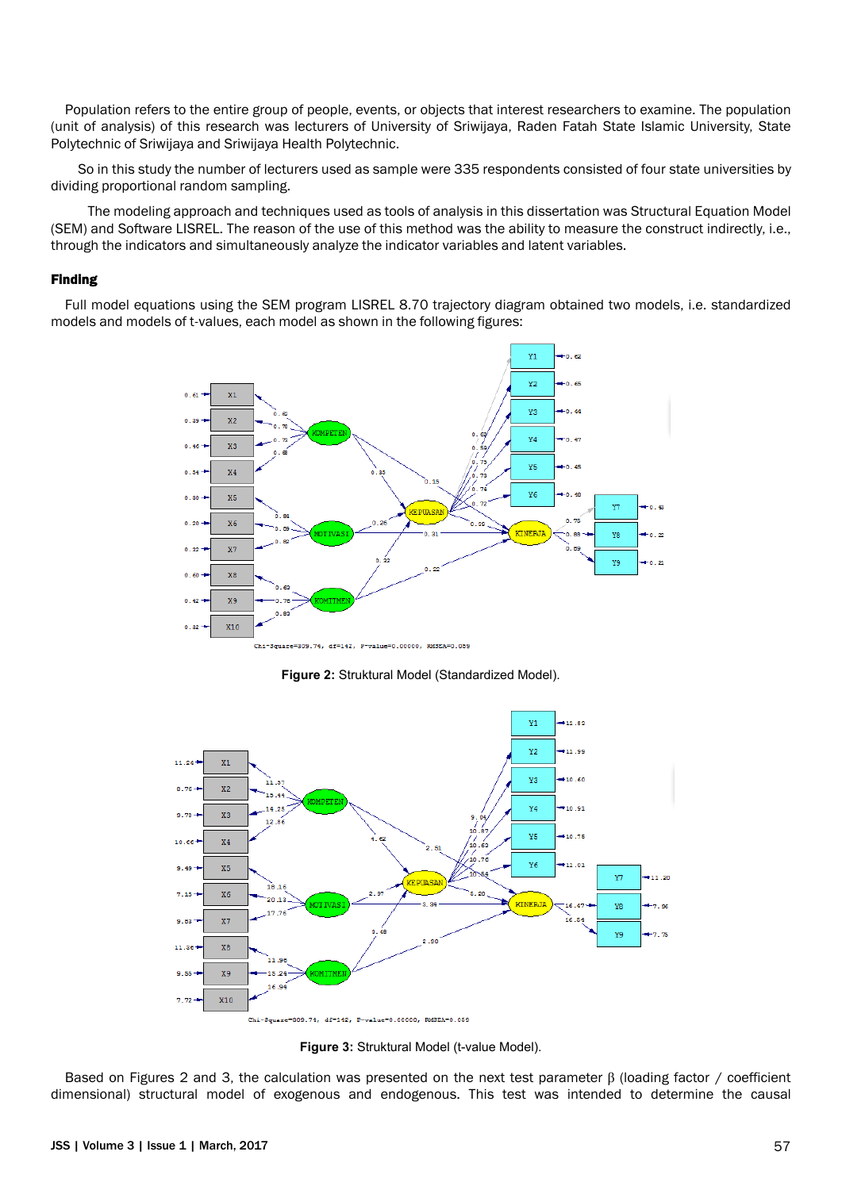Population refers to the entire group of people, events, or objects that interest researchers to examine. The population (unit of analysis) of this research was lecturers of University of Sriwijaya, Raden Fatah State Islamic University, State Polytechnic of Sriwijaya and Sriwijaya Health Polytechnic.

So in this study the number of lecturers used as sample were 335 respondents consisted of four state universities by dividing proportional random sampling.

The modeling approach and techniques used as tools of analysis in this dissertation was Structural Equation Model (SEM) and Software LISREL. The reason of the use of this method was the ability to measure the construct indirectly, i.e., through the indicators and simultaneously analyze the indicator variables and latent variables.

### Finding

Full model equations using the SEM program LISREL 8.70 trajectory diagram obtained two models, i.e. standardized models and models of t-values, each model as shown in the following figures:

**Figure 2:** Struktural Model (Standardized Model).

**Figure 3:** Struktural Model (t-value Model).

Based on Figures 2 and 3, the calculation was presented on the next test parameter β (loading factor / coefficient dimensional) structural model of exogenous and endogenous. This test was intended to determine the causal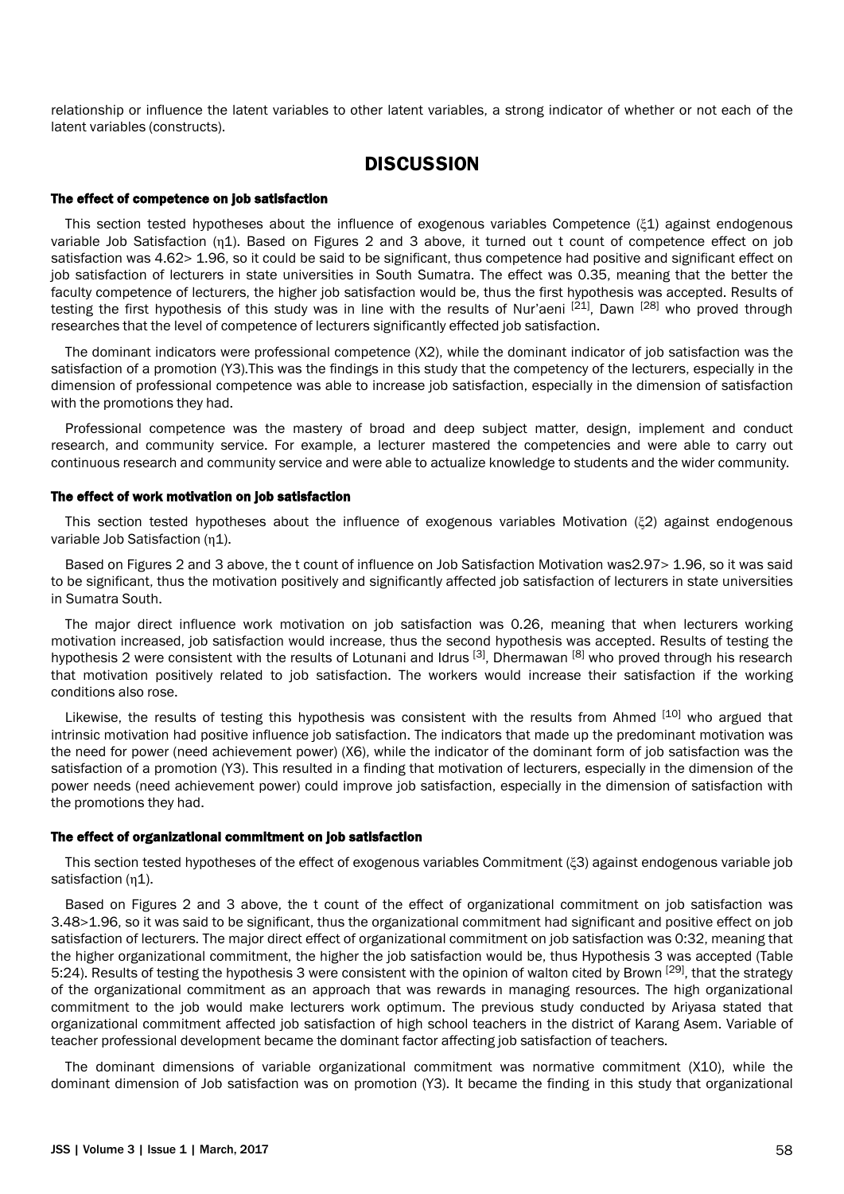relationship or influence the latent variables to other latent variables, a strong indicator of whether or not each of the latent variables (constructs).

## DISCUSSION

### The effect of competence on job satisfaction

This section tested hypotheses about the influence of exogenous variables Competence ($\xi 1$) against endogenous variable Job Satisfaction ($\eta 1$). Based on Figures 2 and 3 above, it turned out t count of competence effect on job satisfaction was 4.62> 1.96, so it could be said to be significant, thus competence had positive and significant effect on job satisfaction of lecturers in state universities in South Sumatra. The effect was 0.35, meaning that the better the faculty competence of lecturers, the higher job satisfaction would be, thus the first hypothesis was accepted. Results of testing the first hypothesis of this study was in line with the results of Nur'aeni [21], Dawn [28] who proved through researches that the level of competence of lecturers significantly effected job satisfaction.

The dominant indicators were professional competence (X2), while the dominant indicator of job satisfaction was the satisfaction of a promotion (Y3).This was the findings in this study that the competency of the lecturers, especially in the dimension of professional competence was able to increase job satisfaction, especially in the dimension of satisfaction with the promotions they had.

Professional competence was the mastery of broad and deep subject matter, design, implement and conduct research, and community service. For example, a lecturer mastered the competencies and were able to carry out continuous research and community service and were able to actualize knowledge to students and the wider community.

### The effect of work motivation on job satisfaction

This section tested hypotheses about the influence of exogenous variables Motivation ($\xi 2$) against endogenous variable Job Satisfaction ($\eta 1$).

Based on Figures 2 and 3 above, the t count of influence on Job Satisfaction Motivation was2.97> 1.96, so it was said to be significant, thus the motivation positively and significantly affected job satisfaction of lecturers in state universities in Sumatra South.

The major direct influence work motivation on job satisfaction was 0.26, meaning that when lecturers working motivation increased, job satisfaction would increase, thus the second hypothesis was accepted. Results of testing the hypothesis 2 were consistent with the results of Lotunani and Idrus [3], Dhermawan [8] who proved through his research that motivation positively related to job satisfaction. The workers would increase their satisfaction if the working conditions also rose.

Likewise, the results of testing this hypothesis was consistent with the results from Ahmed [10] who argued that intrinsic motivation had positive influence job satisfaction. The indicators that made up the predominant motivation was the need for power (need achievement power) (X6), while the indicator of the dominant form of job satisfaction was the satisfaction of a promotion (Y3). This resulted in a finding that motivation of lecturers, especially in the dimension of the power needs (need achievement power) could improve job satisfaction, especially in the dimension of satisfaction with the promotions they had.

### The effect of organizational commitment on job satisfaction

This section tested hypotheses of the effect of exogenous variables Commitment ($\xi 3$) against endogenous variable job satisfaction ($\eta 1$).

Based on Figures 2 and 3 above, the t count of the effect of organizational commitment on job satisfaction was 3.48>1.96, so it was said to be significant, thus the organizational commitment had significant and positive effect on job satisfaction of lecturers. The major direct effect of organizational commitment on job satisfaction was 0:32, meaning that the higher organizational commitment, the higher the job satisfaction would be, thus Hypothesis 3 was accepted (Table 5:24). Results of testing the hypothesis 3 were consistent with the opinion of walton cited by Brown [29], that the strategy of the organizational commitment as an approach that was rewards in managing resources. The high organizational commitment to the job would make lecturers work optimum. The previous study conducted by Ariyasa stated that organizational commitment affected job satisfaction of high school teachers in the district of Karang Asem. Variable of teacher professional development became the dominant factor affecting job satisfaction of teachers.

The dominant dimensions of variable organizational commitment was normative commitment (X10), while the dominant dimension of Job satisfaction was on promotion (Y3). It became the finding in this study that organizational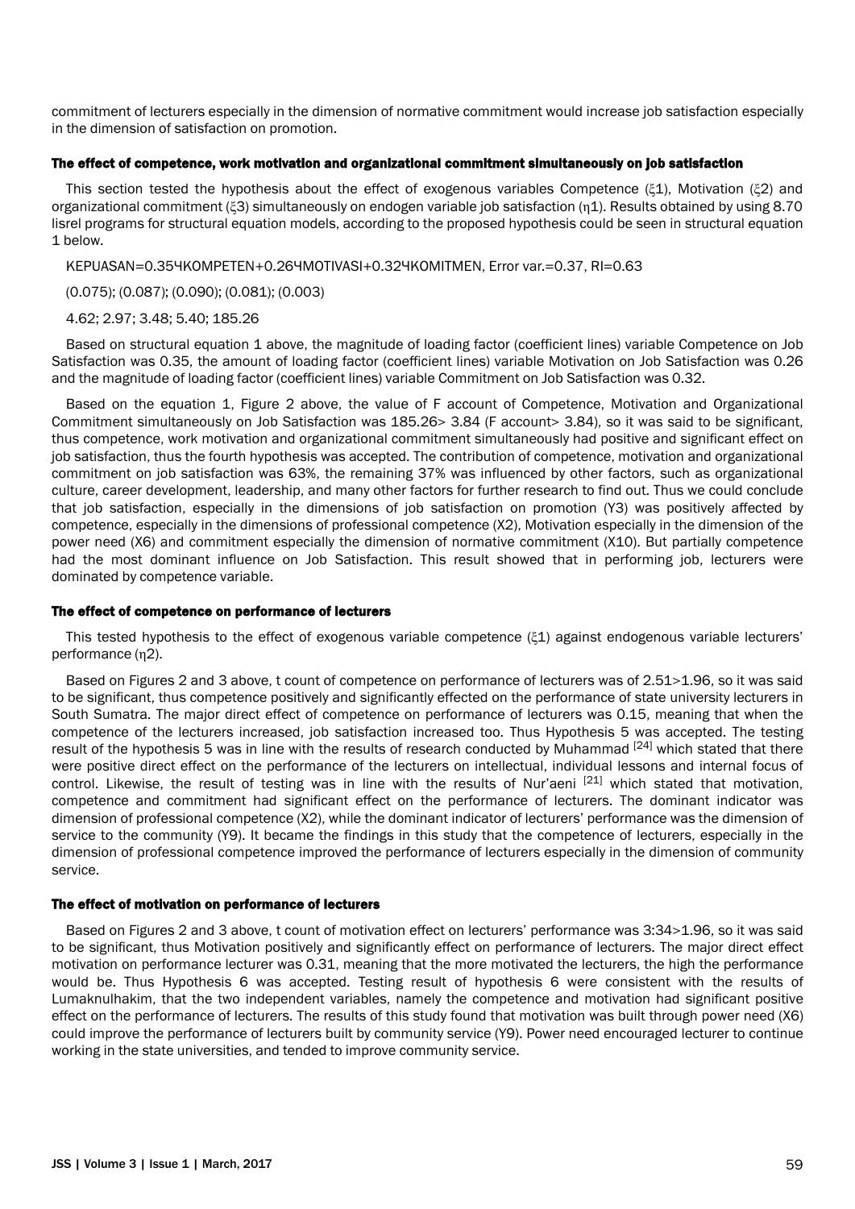commitment of lecturers especially in the dimension of normative commitment would increase job satisfaction especially in the dimension of satisfaction on promotion.

### The effect of competence, work motivation and organizational commitment simultaneously on job satisfaction

This section tested the hypothesis about the effect of exogenous variables Competence (ξ1), Motivation (ξ2) and organizational commitment (ξ3) simultaneously on endogen variable job satisfaction (η1). Results obtained by using 8.70 lisrel programs for structural equation models, according to the proposed hypothesis could be seen in structural equation 1 below.

KEPUASAN=0.35ЧKOMPETEN+0.26ЧMOTIVASI+0.32ЧKOMITMEN, Error var.=0.37, RI=0.63

(0.075); (0.087); (0.090); (0.081); (0.003)

4.62; 2.97; 3.48; 5.40; 185.26

Based on structural equation 1 above, the magnitude of loading factor (coefficient lines) variable Competence on Job Satisfaction was 0.35, the amount of loading factor (coefficient lines) variable Motivation on Job Satisfaction was 0.26 and the magnitude of loading factor (coefficient lines) variable Commitment on Job Satisfaction was 0.32.

Based on the equation 1, Figure 2 above, the value of F account of Competence, Motivation and Organizational Commitment simultaneously on Job Satisfaction was 185.26> 3.84 (F account> 3.84), so it was said to be significant, thus competence, work motivation and organizational commitment simultaneously had positive and significant effect on job satisfaction, thus the fourth hypothesis was accepted. The contribution of competence, motivation and organizational commitment on job satisfaction was 63%, the remaining 37% was influenced by other factors, such as organizational culture, career development, leadership, and many other factors for further research to find out. Thus we could conclude that job satisfaction, especially in the dimensions of job satisfaction on promotion (Y3) was positively affected by competence, especially in the dimensions of professional competence (X2), Motivation especially in the dimension of the power need (X6) and commitment especially the dimension of normative commitment (X10). But partially competence had the most dominant influence on Job Satisfaction. This result showed that in performing job, lecturers were dominated by competence variable.

### The effect of competence on performance of lecturers

This tested hypothesis to the effect of exogenous variable competence (ξ1) against endogenous variable lecturers' performance (η2).

Based on Figures 2 and 3 above, t count of competence on performance of lecturers was of 2.51>1.96, so it was said to be significant, thus competence positively and significantly effected on the performance of state university lecturers in South Sumatra. The major direct effect of competence on performance of lecturers was 0.15, meaning that when the competence of the lecturers increased, job satisfaction increased too. Thus Hypothesis 5 was accepted. The testing result of the hypothesis 5 was in line with the results of research conducted by Muhammad [24] which stated that there were positive direct effect on the performance of the lecturers on intellectual, individual lessons and internal focus of control. Likewise, the result of testing was in line with the results of Nur'aeni [21] which stated that motivation, competence and commitment had significant effect on the performance of lecturers. The dominant indicator was dimension of professional competence (X2), while the dominant indicator of lecturers' performance was the dimension of service to the community (Y9). It became the findings in this study that the competence of lecturers, especially in the dimension of professional competence improved the performance of lecturers especially in the dimension of community service.

### The effect of motivation on performance of lecturers

Based on Figures 2 and 3 above, t count of motivation effect on lecturers' performance was 3:34>1.96, so it was said to be significant, thus Motivation positively and significantly effect on performance of lecturers. The major direct effect motivation on performance lecturer was 0.31, meaning that the more motivated the lecturers, the high the performance would be. Thus Hypothesis 6 was accepted. Testing result of hypothesis 6 were consistent with the results of Lumaknulhakim, that the two independent variables, namely the competence and motivation had significant positive effect on the performance of lecturers. The results of this study found that motivation was built through power need (X6) could improve the performance of lecturers built by community service (Y9). Power need encouraged lecturer to continue working in the state universities, and tended to improve community service.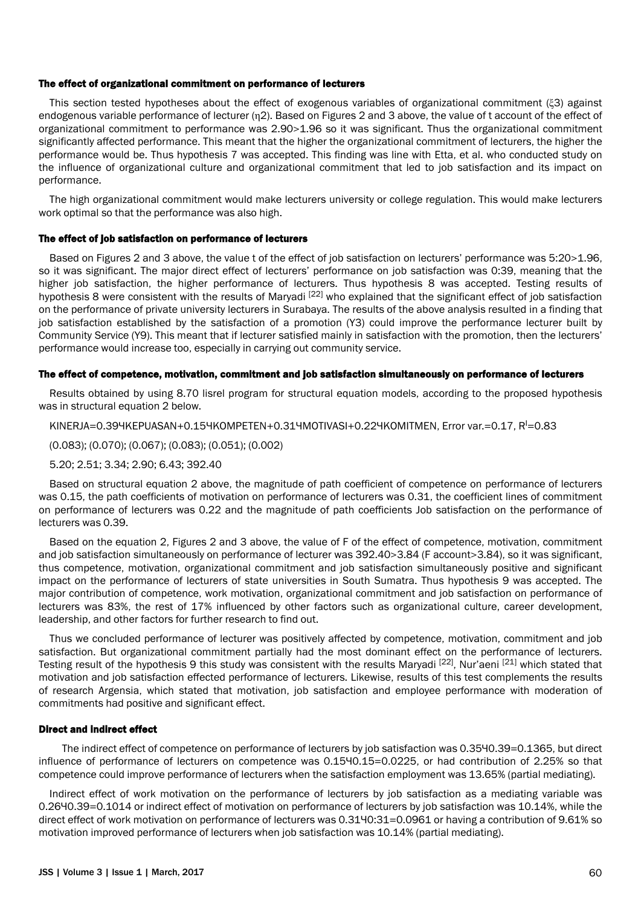### The effect of organizational commitment on performance of lecturers

This section tested hypotheses about the effect of exogenous variables of organizational commitment ($\xi 3$) against endogenous variable performance of lecturer ($\eta 2$). Based on Figures 2 and 3 above, the value of t account of the effect of organizational commitment to performance was 2.90>1.96 so it was significant. Thus the organizational commitment significantly affected performance. This meant that the higher the organizational commitment of lecturers, the higher the performance would be. Thus hypothesis 7 was accepted. This finding was line with Etta, et al. who conducted study on the influence of organizational culture and organizational commitment that led to job satisfaction and its impact on performance.

The high organizational commitment would make lecturers university or college regulation. This would make lecturers work optimal so that the performance was also high.

### The effect of job satisfaction on performance of lecturers

Based on Figures 2 and 3 above, the value t of the effect of job satisfaction on lecturers' performance was 5:20>1.96, so it was significant. The major direct effect of lecturers' performance on job satisfaction was 0:39, meaning that the higher job satisfaction, the higher performance of lecturers. Thus hypothesis 8 was accepted. Testing results of hypothesis 8 were consistent with the results of Maryadi [22] who explained that the significant effect of job satisfaction on the performance of private university lecturers in Surabaya. The results of the above analysis resulted in a finding that job satisfaction established by the satisfaction of a promotion (Y3) could improve the performance lecturer built by Community Service (Y9). This meant that if lecturer satisfied mainly in satisfaction with the promotion, then the lecturers' performance would increase too, especially in carrying out community service.

### The effect of competence, motivation, commitment and job satisfaction simultaneously on performance of lecturers

Results obtained by using 8.70 lisrel program for structural equation models, according to the proposed hypothesis was in structural equation 2 below.

KINERJA=0.39ЧKEPUASAN+0.15ЧKOMPETEN+0.31ЧMOTIVASI+0.22ЧKOMITMEN, Error var.=0.17, $R^I$=0.83

(0.083); (0.070); (0.067); (0.083); (0.051); (0.002)

5.20; 2.51; 3.34; 2.90; 6.43; 392.40

Based on structural equation 2 above, the magnitude of path coefficient of competence on performance of lecturers was 0.15, the path coefficients of motivation on performance of lecturers was 0.31, the coefficient lines of commitment on performance of lecturers was 0.22 and the magnitude of path coefficients Job satisfaction on the performance of lecturers was 0.39.

Based on the equation 2, Figures 2 and 3 above, the value of F of the effect of competence, motivation, commitment and job satisfaction simultaneously on performance of lecturer was 392.40>3.84 (F account>3.84), so it was significant, thus competence, motivation, organizational commitment and job satisfaction simultaneously positive and significant impact on the performance of lecturers of state universities in South Sumatra. Thus hypothesis 9 was accepted. The major contribution of competence, work motivation, organizational commitment and job satisfaction on performance of lecturers was 83%, the rest of 17% influenced by other factors such as organizational culture, career development, leadership, and other factors for further research to find out.

Thus we concluded performance of lecturer was positively affected by competence, motivation, commitment and job satisfaction. But organizational commitment partially had the most dominant effect on the performance of lecturers. Testing result of the hypothesis 9 this study was consistent with the results Maryadi [22], Nur'aeni [21] which stated that motivation and job satisfaction effected performance of lecturers. Likewise, results of this test complements the results of research Argensia, which stated that motivation, job satisfaction and employee performance with moderation of commitments had positive and significant effect.

### Direct and indirect effect

The indirect effect of competence on performance of lecturers by job satisfaction was 0.35Ч0.39=0.1365, but direct influence of performance of lecturers on competence was 0.15Ч0.15=0.0225, or had contribution of 2.25% so that competence could improve performance of lecturers when the satisfaction employment was 13.65% (partial mediating).

Indirect effect of work motivation on the performance of lecturers by job satisfaction as a mediating variable was 0.26Ч0.39=0.1014 or indirect effect of motivation on performance of lecturers by job satisfaction was 10.14%, while the direct effect of work motivation on performance of lecturers was 0.31Ч0:31=0.0961 or having a contribution of 9.61% so motivation improved performance of lecturers when job satisfaction was 10.14% (partial mediating).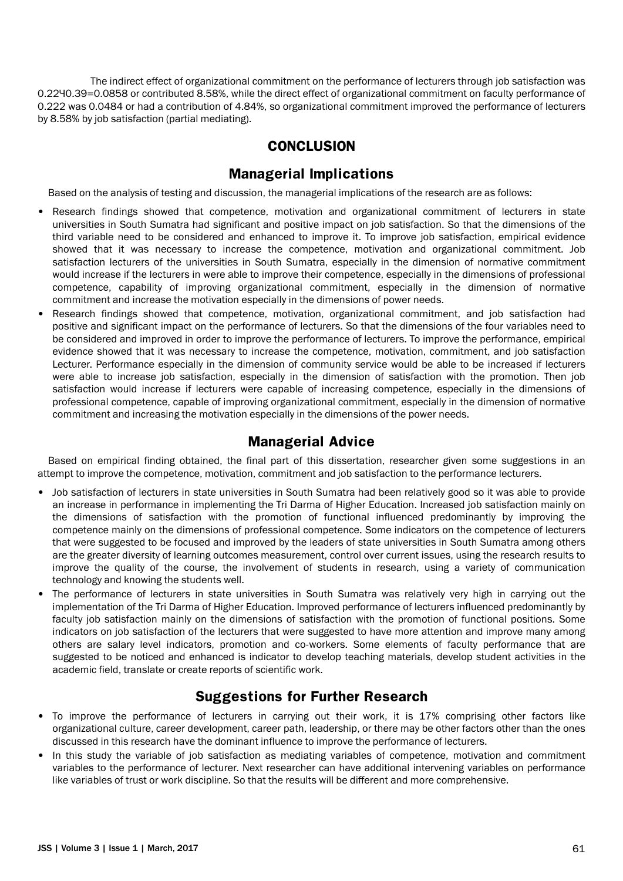The indirect effect of organizational commitment on the performance of lecturers through job satisfaction was 0.22Ч0.39=0.0858 or contributed 8.58%, while the direct effect of organizational commitment on faculty performance of 0.222 was 0.0484 or had a contribution of 4.84%, so organizational commitment improved the performance of lecturers by 8.58% by job satisfaction (partial mediating).

# CONCLUSION

## Managerial Implications

Based on the analysis of testing and discussion, the managerial implications of the research are as follows:

- Research findings showed that competence, motivation and organizational commitment of lecturers in state universities in South Sumatra had significant and positive impact on job satisfaction. So that the dimensions of the third variable need to be considered and enhanced to improve it. To improve job satisfaction, empirical evidence showed that it was necessary to increase the competence, motivation and organizational commitment. Job satisfaction lecturers of the universities in South Sumatra, especially in the dimension of normative commitment would increase if the lecturers in were able to improve their competence, especially in the dimensions of professional competence, capability of improving organizational commitment, especially in the dimension of normative commitment and increase the motivation especially in the dimensions of power needs.
- Research findings showed that competence, motivation, organizational commitment, and job satisfaction had positive and significant impact on the performance of lecturers. So that the dimensions of the four variables need to be considered and improved in order to improve the performance of lecturers. To improve the performance, empirical evidence showed that it was necessary to increase the competence, motivation, commitment, and job satisfaction Lecturer. Performance especially in the dimension of community service would be able to be increased if lecturers were able to increase job satisfaction, especially in the dimension of satisfaction with the promotion. Then job satisfaction would increase if lecturers were capable of increasing competence, especially in the dimensions of professional competence, capable of improving organizational commitment, especially in the dimension of normative commitment and increasing the motivation especially in the dimensions of the power needs.

## Managerial Advice

Based on empirical finding obtained, the final part of this dissertation, researcher given some suggestions in an attempt to improve the competence, motivation, commitment and job satisfaction to the performance lecturers.

- Job satisfaction of lecturers in state universities in South Sumatra had been relatively good so it was able to provide an increase in performance in implementing the Tri Darma of Higher Education. Increased job satisfaction mainly on the dimensions of satisfaction with the promotion of functional influenced predominantly by improving the competence mainly on the dimensions of professional competence. Some indicators on the competence of lecturers that were suggested to be focused and improved by the leaders of state universities in South Sumatra among others are the greater diversity of learning outcomes measurement, control over current issues, using the research results to improve the quality of the course, the involvement of students in research, using a variety of communication technology and knowing the students well.
- The performance of lecturers in state universities in South Sumatra was relatively very high in carrying out the implementation of the Tri Darma of Higher Education. Improved performance of lecturers influenced predominantly by faculty job satisfaction mainly on the dimensions of satisfaction with the promotion of functional positions. Some indicators on job satisfaction of the lecturers that were suggested to have more attention and improve many among others are salary level indicators, promotion and co-workers. Some elements of faculty performance that are suggested to be noticed and enhanced is indicator to develop teaching materials, develop student activities in the academic field, translate or create reports of scientific work.

## Suggestions for Further Research

- To improve the performance of lecturers in carrying out their work, it is 17% comprising other factors like organizational culture, career development, career path, leadership, or there may be other factors other than the ones discussed in this research have the dominant influence to improve the performance of lecturers.
- In this study the variable of job satisfaction as mediating variables of competence, motivation and commitment variables to the performance of lecturer. Next researcher can have additional intervening variables on performance like variables of trust or work discipline. So that the results will be different and more comprehensive.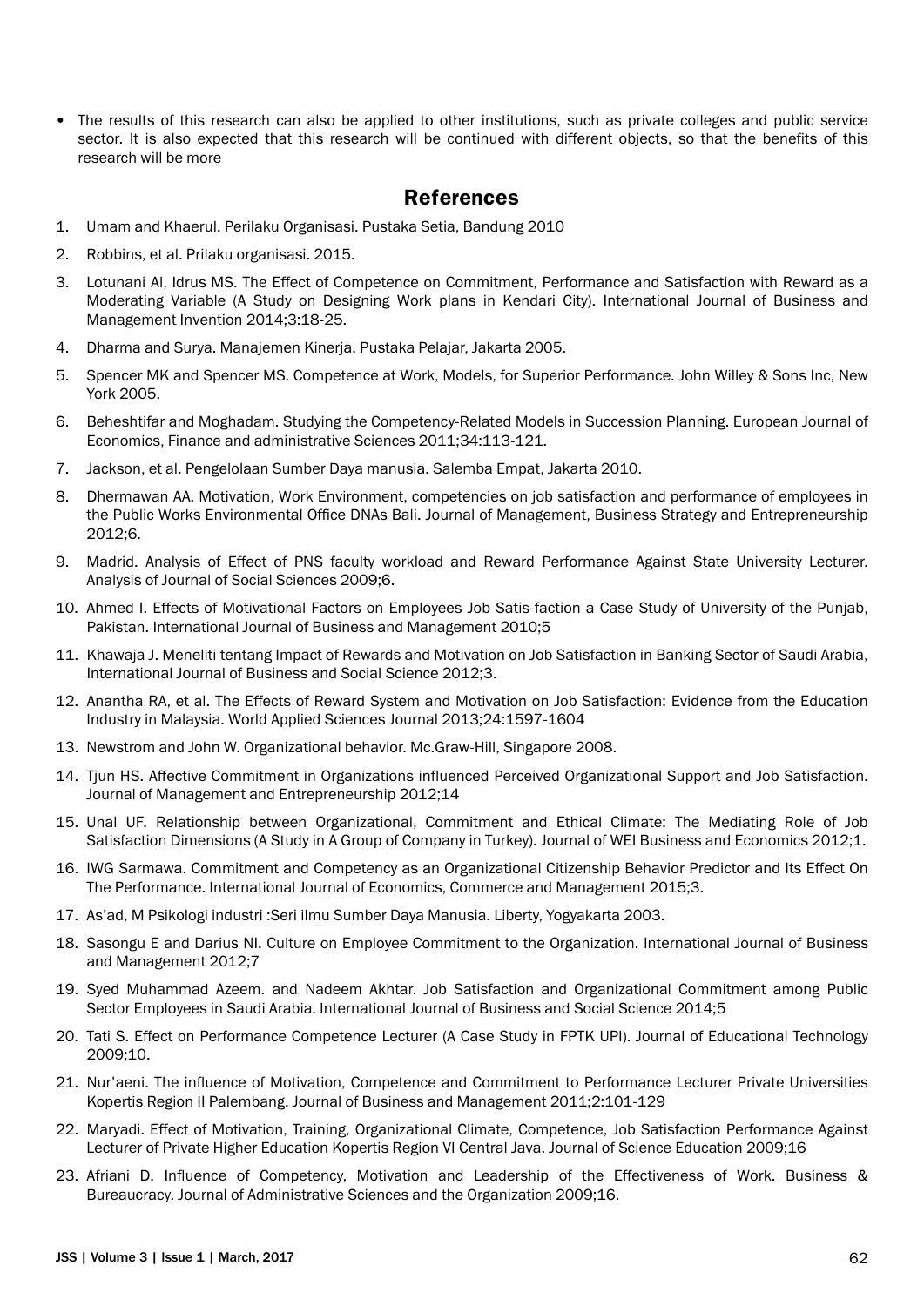- The results of this research can also be applied to other institutions, such as private colleges and public service sector. It is also expected that this research will be continued with different objects, so that the benefits of this research will be more

## References

1. Umam and Khaerul. Perilaku Organisasi. Pustaka Setia, Bandung 2010
2. Robbins, et al. Prilaku organisasi. 2015.
3. Lotunani AI, Idrus MS. The Effect of Competence on Commitment, Performance and Satisfaction with Reward as a Moderating Variable (A Study on Designing Work plans in Kendari City). International Journal of Business and Management Invention 2014;3:18-25.
4. Dharma and Surya. Manajemen Kinerja. Pustaka Pelajar, Jakarta 2005.
5. Spencer MK and Spencer MS. Competence at Work, Models, for Superior Performance. John Willey & Sons Inc, New York 2005.
6. Beheshtifar and Moghadam. Studying the Competency-Related Models in Succession Planning. European Journal of Economics, Finance and administrative Sciences 2011;34:113-121.
7. Jackson, et al. Pengelolaan Sumber Daya manusia. Salemba Empat, Jakarta 2010.
8. Dhermawan AA. Motivation, Work Environment, competencies on job satisfaction and performance of employees in the Public Works Environmental Office DNAs Bali. Journal of Management, Business Strategy and Entrepreneurship 2012;6.
9. Madrid. Analysis of Effect of PNS faculty workload and Reward Performance Against State University Lecturer. Analysis of Journal of Social Sciences 2009;6.
10. Ahmed I. Effects of Motivational Factors on Employees Job Satis-faction a Case Study of University of the Punjab, Pakistan. International Journal of Business and Management 2010;5
11. Khawaja J. Meneliti tentang Impact of Rewards and Motivation on Job Satisfaction in Banking Sector of Saudi Arabia, International Journal of Business and Social Science 2012;3.
12. Anantha RA, et al. The Effects of Reward System and Motivation on Job Satisfaction: Evidence from the Education Industry in Malaysia. World Applied Sciences Journal 2013;24:1597-1604
13. Newstrom and John W. Organizational behavior. Mc.Graw-Hill, Singapore 2008.
14. Tjun HS. Affective Commitment in Organizations influenced Perceived Organizational Support and Job Satisfaction. Journal of Management and Entrepreneurship 2012;14
15. Unal UF. Relationship between Organizational, Commitment and Ethical Climate: The Mediating Role of Job Satisfaction Dimensions (A Study in A Group of Company in Turkey). Journal of WEI Business and Economics 2012;1.
16. IWG Sarmawa. Commitment and Competency as an Organizational Citizenship Behavior Predictor and Its Effect On The Performance. International Journal of Economics, Commerce and Management 2015;3.
17. As'ad, M Psikologi industri :Seri ilmu Sumber Daya Manusia. Liberty, Yogyakarta 2003.
18. Sasongu E and Darius NI. Culture on Employee Commitment to the Organization. International Journal of Business and Management 2012;7
19. Syed Muhammad Azeem. and Nadeem Akhtar. Job Satisfaction and Organizational Commitment among Public Sector Employees in Saudi Arabia. International Journal of Business and Social Science 2014;5
20. Tati S. Effect on Performance Competence Lecturer (A Case Study in FPTK UPI). Journal of Educational Technology 2009;10.
21. Nur'aeni. The influence of Motivation, Competence and Commitment to Performance Lecturer Private Universities Kopertis Region II Palembang. Journal of Business and Management 2011;2:101-129
22. Maryadi. Effect of Motivation, Training, Organizational Climate, Competence, Job Satisfaction Performance Against Lecturer of Private Higher Education Kopertis Region VI Central Java. Journal of Science Education 2009;16
23. Afriani D. Influence of Competency, Motivation and Leadership of the Effectiveness of Work. Business & Bureaucracy. Journal of Administrative Sciences and the Organization 2009;16.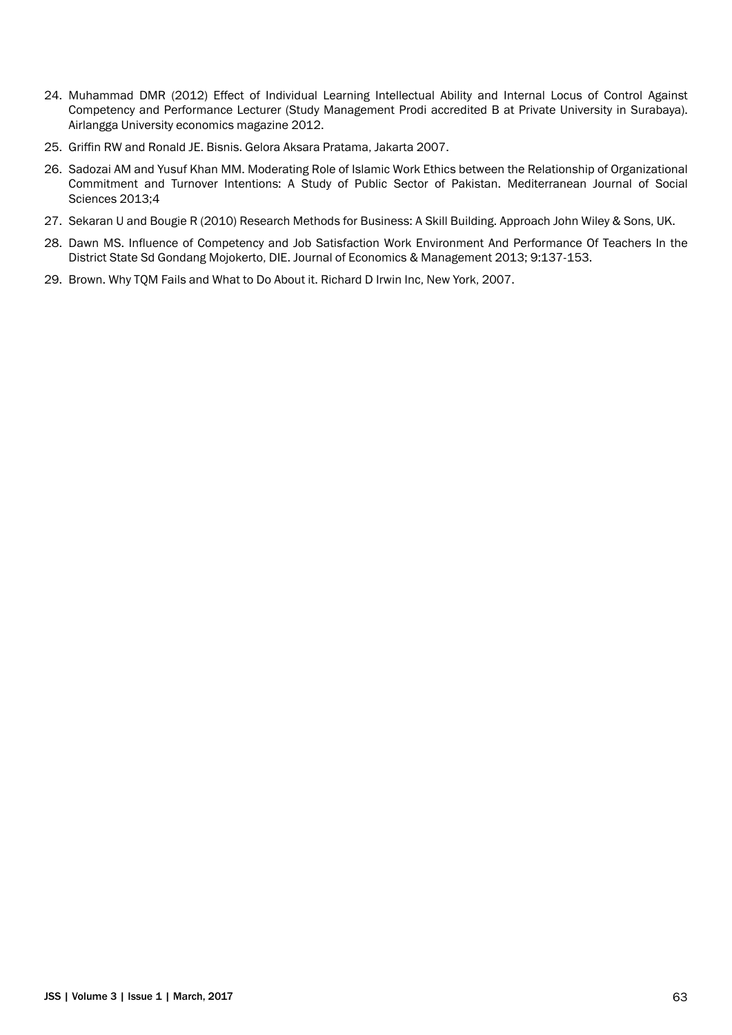24. Muhammad DMR (2012) Effect of Individual Learning Intellectual Ability and Internal Locus of Control Against Competency and Performance Lecturer (Study Management Prodi accredited B at Private University in Surabaya). Airlangga University economics magazine 2012.

25. Griffin RW and Ronald JE. Bisnis. Gelora Aksara Pratama, Jakarta 2007.

26. Sadozai AM and Yusuf Khan MM. Moderating Role of Islamic Work Ethics between the Relationship of Organizational Commitment and Turnover Intentions: A Study of Public Sector of Pakistan. Mediterranean Journal of Social Sciences 2013;4

27. Sekaran U and Bougie R (2010) Research Methods for Business: A Skill Building. Approach John Wiley & Sons, UK.

28. Dawn MS. Influence of Competency and Job Satisfaction Work Environment And Performance Of Teachers In the District State Sd Gondang Mojokerto, DIE. Journal of Economics & Management 2013; 9:137-153.

29. Brown. Why TQM Fails and What to Do About it. Richard D Irwin Inc, New York, 2007.